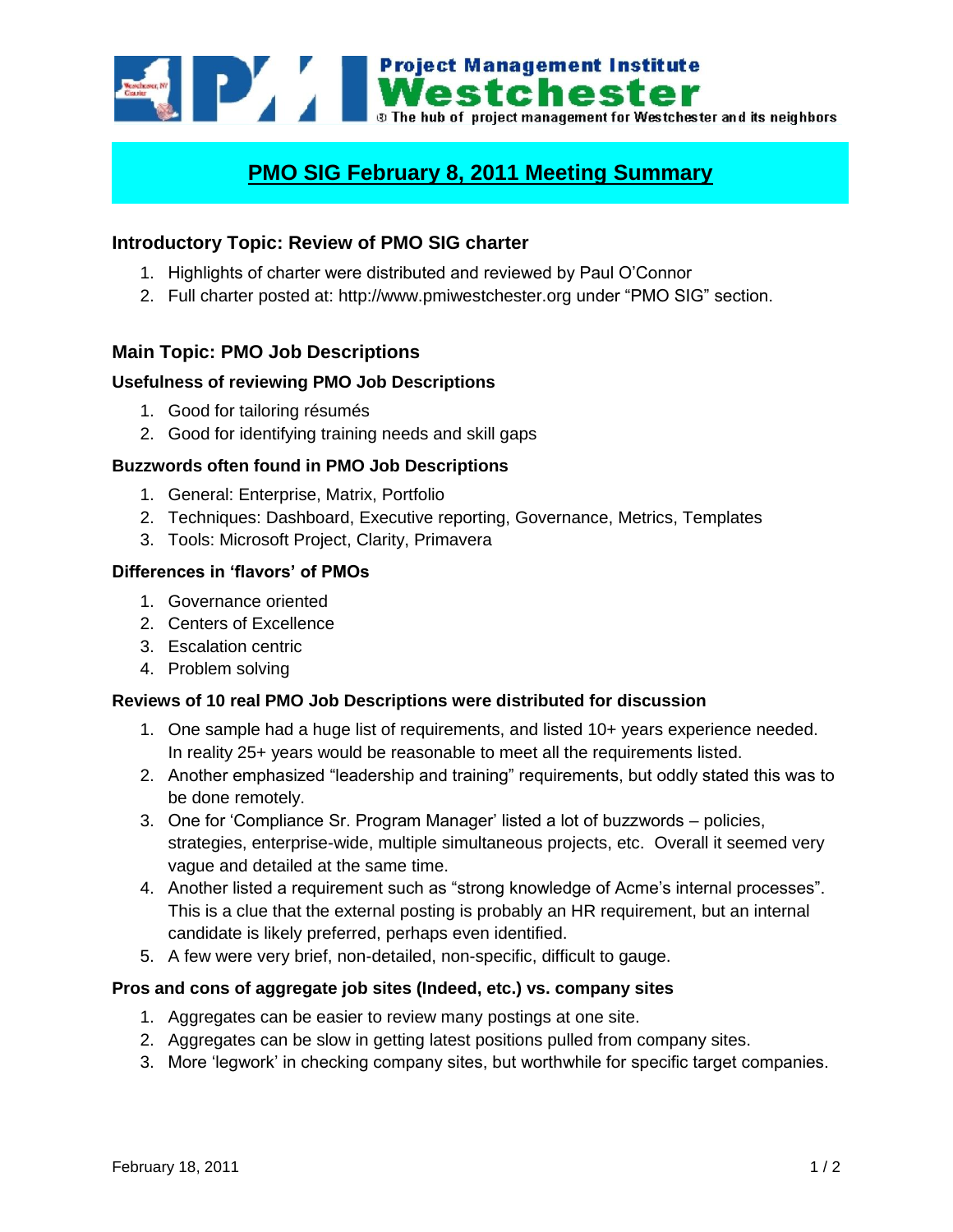Project Management Institute
**Westchester**
The hub of project management for Westchester and its neighbors

# PMO SIG February 8, 2011 Meeting Summary

## Introductory Topic: Review of PMO SIG charter

1. Highlights of charter were distributed and reviewed by Paul O'Connor
2. Full charter posted at: http://www.pmiwestchester.org under "PMO SIG" section.

## Main Topic: PMO Job Descriptions

### Usefulness of reviewing PMO Job Descriptions

1. Good for tailoring résumés
2. Good for identifying training needs and skill gaps

### Buzzwords often found in PMO Job Descriptions

1. General: Enterprise, Matrix, Portfolio
2. Techniques: Dashboard, Executive reporting, Governance, Metrics, Templates
3. Tools: Microsoft Project, Clarity, Primavera

### Differences in 'flavors' of PMOs

1. Governance oriented
2. Centers of Excellence
3. Escalation centric
4. Problem solving

### Reviews of 10 real PMO Job Descriptions were distributed for discussion

1. One sample had a huge list of requirements, and listed 10+ years experience needed. In reality 25+ years would be reasonable to meet all the requirements listed.
2. Another emphasized "leadership and training" requirements, but oddly stated this was to be done remotely.
3. One for 'Compliance Sr. Program Manager' listed a lot of buzzwords – policies, strategies, enterprise-wide, multiple simultaneous projects, etc. Overall it seemed very vague and detailed at the same time.
4. Another listed a requirement such as "strong knowledge of Acme's internal processes". This is a clue that the external posting is probably an HR requirement, but an internal candidate is likely preferred, perhaps even identified.
5. A few were very brief, non-detailed, non-specific, difficult to gauge.

### Pros and cons of aggregate job sites (Indeed, etc.) vs. company sites

1. Aggregates can be easier to review many postings at one site.
2. Aggregates can be slow in getting latest positions pulled from company sites.
3. More 'legwork' in checking company sites, but worthwhile for specific target companies.

February 18, 2011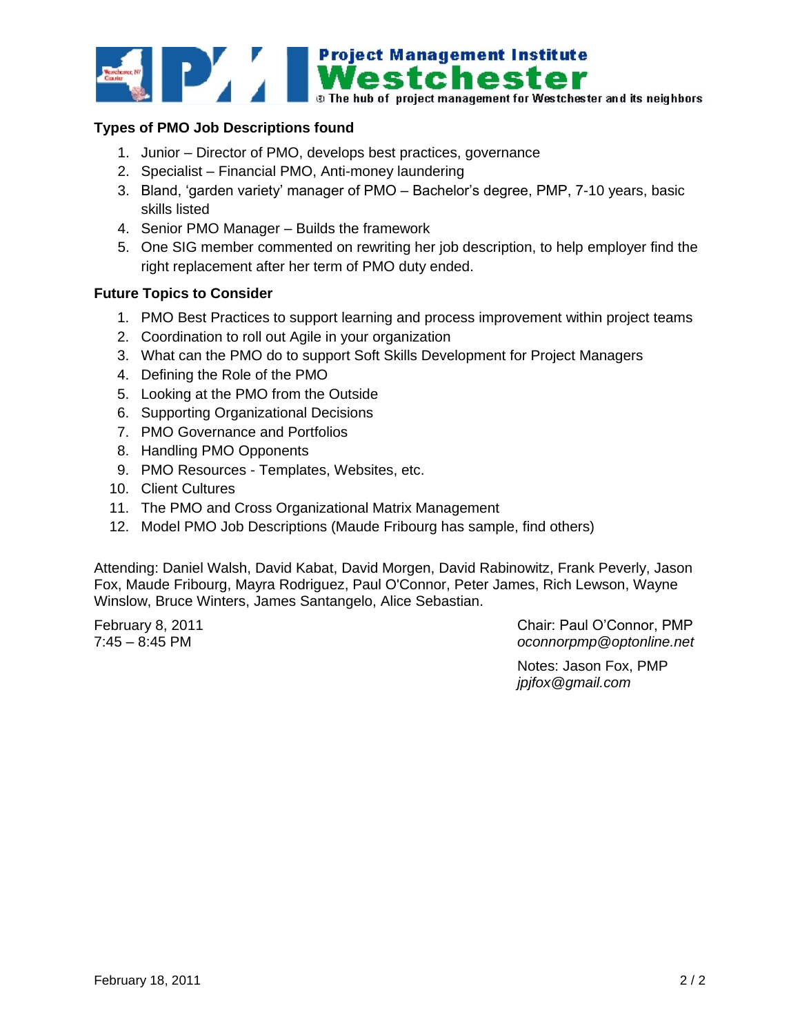**Types of PMO Job Descriptions found**

1. Junior – Director of PMO, develops best practices, governance
2. Specialist – Financial PMO, Anti-money laundering
3. Bland, 'garden variety' manager of PMO – Bachelor's degree, PMP, 7-10 years, basic skills listed
4. Senior PMO Manager – Builds the framework
5. One SIG member commented on rewriting her job description, to help employer find the right replacement after her term of PMO duty ended.

**Future Topics to Consider**

1. PMO Best Practices to support learning and process improvement within project teams
2. Coordination to roll out Agile in your organization
3. What can the PMO do to support Soft Skills Development for Project Managers
4. Defining the Role of the PMO
5. Looking at the PMO from the Outside
6. Supporting Organizational Decisions
7. PMO Governance and Portfolios
8. Handling PMO Opponents
9. PMO Resources - Templates, Websites, etc.
10. Client Cultures
11. The PMO and Cross Organizational Matrix Management
12. Model PMO Job Descriptions (Maude Fribourg has sample, find others)

Attending: Daniel Walsh, David Kabat, David Morgen, David Rabinowitz, Frank Peverly, Jason Fox, Maude Fribourg, Mayra Rodriguez, Paul O'Connor, Peter James, Rich Lewson, Wayne Winslow, Bruce Winters, James Santangelo, Alice Sebastian.

February 8, 2011
7:45 – 8:45 PM

Chair: Paul O'Connor, PMP
*oconnorpmp@optonline.net*

Notes: Jason Fox, PMP
*jpjfox@gmail.com*